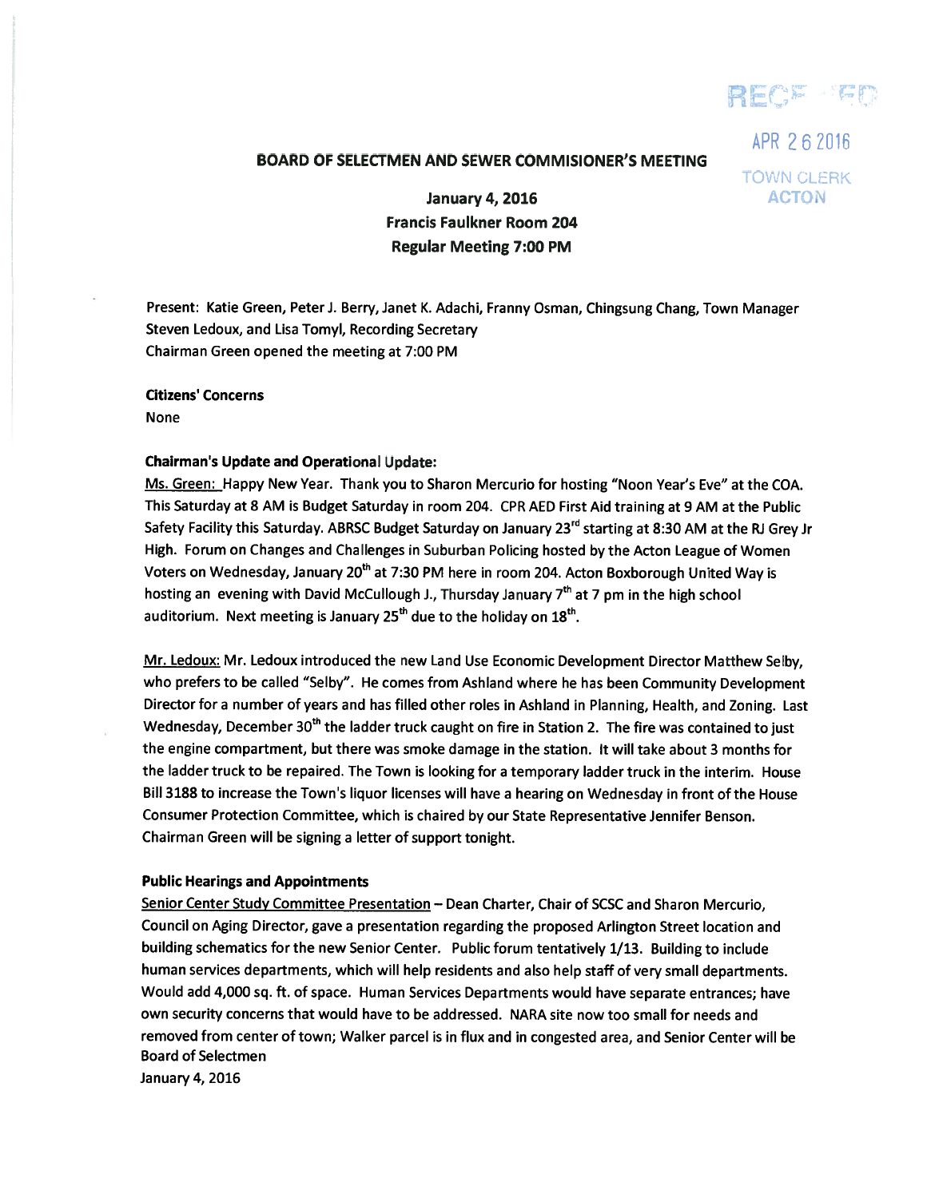RECEIVED

APR 26 2016

TOWN CLERK
ACTON

## BOARD OF SELECTMEN AND SEWER COMMISIONER'S MEETING

**January 4, 2016**
**Francis Faulkner Room 204**
**Regular Meeting 7:00 PM**

Present: Katie Green, Peter J. Berry, Janet K. Adachi, Franny Osman, Chingsung Chang, Town Manager Steven Ledoux, and Lisa Tomyl, Recording Secretary
Chairman Green opened the meeting at 7:00 PM

**Citizens' Concerns**
None

**Chairman's Update and Operational Update:**

Ms. Green: Happy New Year. Thank you to Sharon Mercurio for hosting "Noon Year's Eve" at the COA. This Saturday at 8 AM is Budget Saturday in room 204. CPR AED First Aid training at 9 AM at the Public Safety Facility this Saturday. ABRSC Budget Saturday on January 23rd starting at 8:30 AM at the RJ Grey Jr High. Forum on Changes and Challenges in Suburban Policing hosted by the Acton League of Women Voters on Wednesday, January 20th at 7:30 PM here in room 204. Acton Boxborough United Way is hosting an evening with David McCullough J., Thursday January 7th at 7 pm in the high school auditorium. Next meeting is January 25th due to the holiday on 18th.

Mr. Ledoux: Mr. Ledoux introduced the new Land Use Economic Development Director Matthew Selby, who prefers to be called "Selby". He comes from Ashland where he has been Community Development Director for a number of years and has filled other roles in Ashland in Planning, Health, and Zoning. Last Wednesday, December 30th the ladder truck caught on fire in Station 2. The fire was contained to just the engine compartment, but there was smoke damage in the station. It will take about 3 months for the ladder truck to be repaired. The Town is looking for a temporary ladder truck in the interim. House Bill 3188 to increase the Town's liquor licenses will have a hearing on Wednesday in front of the House Consumer Protection Committee, which is chaired by our State Representative Jennifer Benson. Chairman Green will be signing a letter of support tonight.

**Public Hearings and Appointments**

Senior Center Study Committee Presentation – Dean Charter, Chair of SCSC and Sharon Mercurio, Council on Aging Director, gave a presentation regarding the proposed Arlington Street location and building schematics for the new Senior Center. Public forum tentatively 1/13. Building to include human services departments, which will help residents and also help staff of very small departments. Would add 4,000 sq. ft. of space. Human Services Departments would have separate entrances; have own security concerns that would have to be addressed. NARA site now too small for needs and removed from center of town; Walker parcel is in flux and in congested area, and Senior Center will be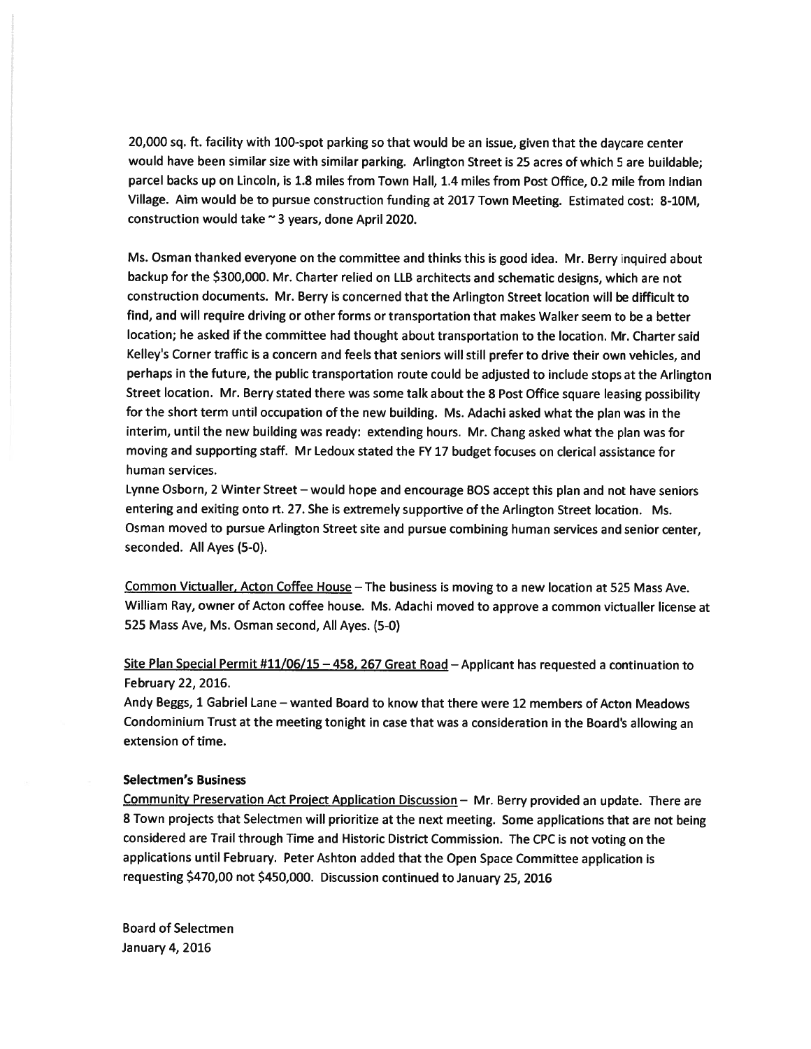20,000 sq. ft. facility with 100-spot parking so that would be an issue, given that the daycare center would have been similar size with similar parking. Arlington Street is 25 acres of which 5 are buildable; parcel backs up on Lincoln, is 1.8 miles from Town Hall, 1.4 miles from Post Office, 0.2 mile from Indian Village. Aim would be to pursue construction funding at 2017 Town Meeting. Estimated cost: 8-10M, construction would take ~ 3 years, done April 2020.

Ms. Osman thanked everyone on the committee and thinks this is good idea. Mr. Berry inquired about backup for the $300,000. Mr. Charter relied on LLB architects and schematic designs, which are not construction documents. Mr. Berry is concerned that the Arlington Street location will be difficult to find, and will require driving or other forms or transportation that makes Walker seem to be a better location; he asked if the committee had thought about transportation to the location. Mr. Charter said Kelley's Corner traffic is a concern and feels that seniors will still prefer to drive their own vehicles, and perhaps in the future, the public transportation route could be adjusted to include stops at the Arlington Street location. Mr. Berry stated there was some talk about the 8 Post Office square leasing possibility for the short term until occupation of the new building. Ms. Adachi asked what the plan was in the interim, until the new building was ready: extending hours. Mr. Chang asked what the plan was for moving and supporting staff. Mr Ledoux stated the FY 17 budget focuses on clerical assistance for human services.
Lynne Osborn, 2 Winter Street – would hope and encourage BOS accept this plan and not have seniors entering and exiting onto rt. 27. She is extremely supportive of the Arlington Street location. Ms. Osman moved to pursue Arlington Street site and pursue combining human services and senior center, seconded. All Ayes (5-0).

Common Victualler, Acton Coffee House – The business is moving to a new location at 525 Mass Ave. William Ray, owner of Acton coffee house. Ms. Adachi moved to approve a common victualler license at 525 Mass Ave, Ms. Osman second, All Ayes. (5-0)

Site Plan Special Permit #11/06/15 – 458, 267 Great Road – Applicant has requested a continuation to February 22, 2016.
Andy Beggs, 1 Gabriel Lane – wanted Board to know that there were 12 members of Acton Meadows Condominium Trust at the meeting tonight in case that was a consideration in the Board's allowing an extension of time.

**Selectmen's Business**

Community Preservation Act Project Application Discussion – Mr. Berry provided an update. There are 8 Town projects that Selectmen will prioritize at the next meeting. Some applications that are not being considered are Trail through Time and Historic District Commission. The CPC is not voting on the applications until February. Peter Ashton added that the Open Space Committee application is requesting $470,00 not $450,000. Discussion continued to January 25, 2016

Board of Selectmen
January 4, 2016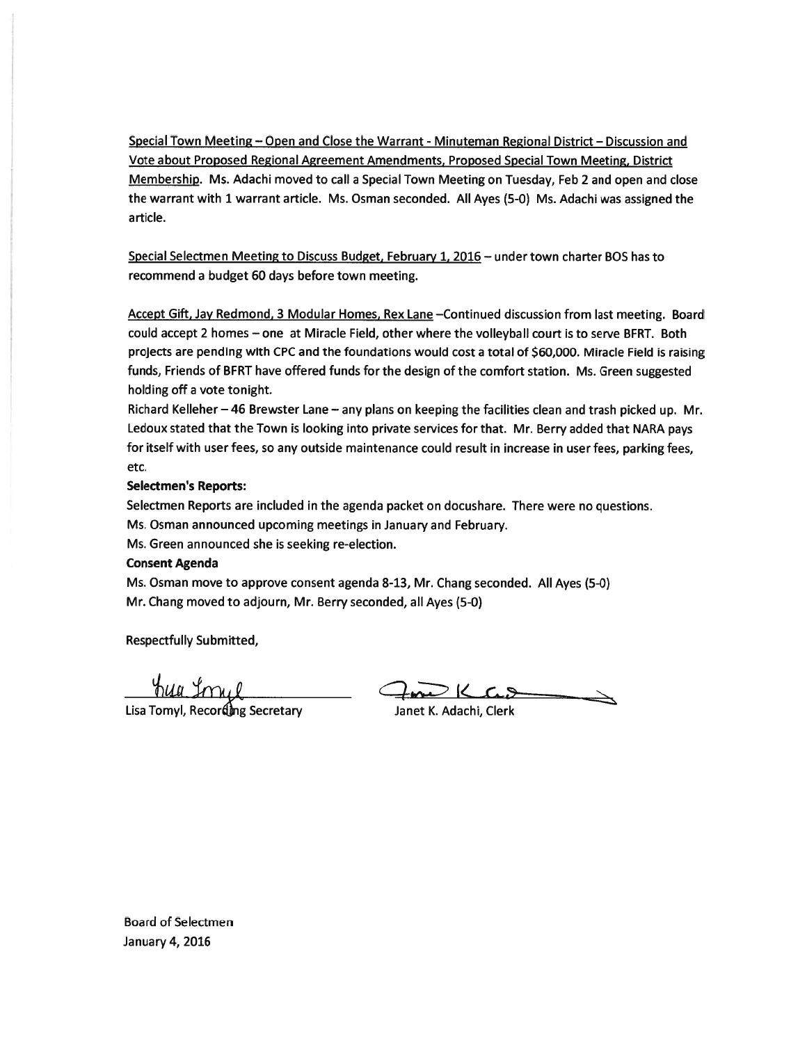Special Town Meeting – Open and Close the Warrant - Minuteman Regional District – Discussion and Vote about Proposed Regional Agreement Amendments, Proposed Special Town Meeting, District Membership. Ms. Adachi moved to call a Special Town Meeting on Tuesday, Feb 2 and open and close the warrant with 1 warrant article. Ms. Osman seconded. All Ayes (5-0) Ms. Adachi was assigned the article.

Special Selectmen Meeting to Discuss Budget, February 1, 2016 – under town charter BOS has to recommend a budget 60 days before town meeting.

Accept Gift, Jay Redmond, 3 Modular Homes, Rex Lane –Continued discussion from last meeting. Board could accept 2 homes – one at Miracle Field, other where the volleyball court is to serve BFRT. Both projects are pending with CPC and the foundations would cost a total of $60,000. Miracle Field is raising funds, Friends of BFRT have offered funds for the design of the comfort station. Ms. Green suggested holding off a vote tonight.

Richard Kelleher – 46 Brewster Lane – any plans on keeping the facilities clean and trash picked up. Mr. Ledoux stated that the Town is looking into private services for that. Mr. Berry added that NARA pays for itself with user fees, so any outside maintenance could result in increase in user fees, parking fees, etc.

**Selectmen's Reports:**

Selectmen Reports are included in the agenda packet on docushare. There were no questions.

Ms. Osman announced upcoming meetings in January and February.

Ms. Green announced she is seeking re-election.

**Consent Agenda**

Ms. Osman move to approve consent agenda 8-13, Mr. Chang seconded. All Ayes (5-0)

Mr. Chang moved to adjourn, Mr. Berry seconded, all Ayes (5-0)

Respectfully Submitted,

Lisa Tomyl, Recording Secretary

Janet K. Adachi, Clerk

Board of Selectmen
January 4, 2016